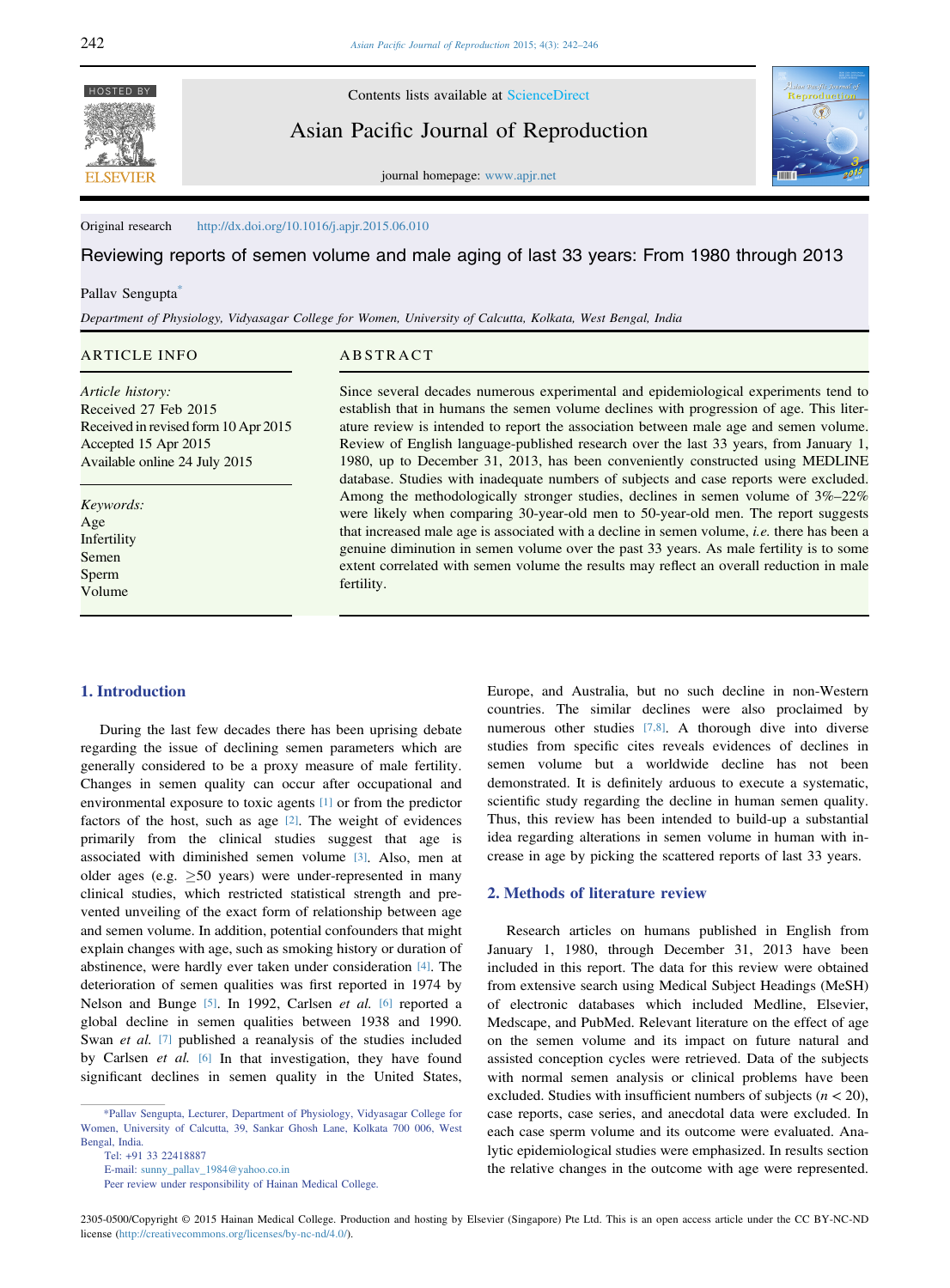Original research http://dx.doi.org/10.1016/j.apjr.2015.06.010

# Reviewing reports of semen volume and male aging of last 33 years: From 1980 through 2013

Pallav Sengupta*

*Department of Physiology, Vidyasagar College for Women, University of Calcutta, Kolkata, West Bengal, India*

**ARTICLE INFO**

*Article history:*
Received 27 Feb 2015
Received in revised form 10 Apr 2015
Accepted 15 Apr 2015
Available online 24 July 2015

*Keywords:*
Age
Infertility
Semen
Sperm
Volume

**ABSTRACT**

Since several decades numerous experimental and epidemiological experiments tend to establish that in humans the semen volume declines with progression of age. This literature review is intended to report the association between male age and semen volume. Review of English language-published research over the last 33 years, from January 1, 1980, up to December 31, 2013, has been conveniently constructed using MEDLINE database. Studies with inadequate numbers of subjects and case reports were excluded. Among the methodologically stronger studies, declines in semen volume of 3%–22% were likely when comparing 30-year-old men to 50-year-old men. The report suggests that increased male age is associated with a decline in semen volume, *i.e.* there has been a genuine diminution in semen volume over the past 33 years. As male fertility is to some extent correlated with semen volume the results may reflect an overall reduction in male fertility.

## 1. Introduction

During the last few decades there has been uprising debate regarding the issue of declining semen parameters which are generally considered to be a proxy measure of male fertility. Changes in semen quality can occur after occupational and environmental exposure to toxic agents [1] or from the predictor factors of the host, such as age [2]. The weight of evidences primarily from the clinical studies suggest that age is associated with diminished semen volume [3]. Also, men at older ages (e.g. ≥50 years) were under-represented in many clinical studies, which restricted statistical strength and prevented unveiling of the exact form of relationship between age and semen volume. In addition, potential confounders that might explain changes with age, such as smoking history or duration of abstinence, were hardly ever taken under consideration [4]. The deterioration of semen qualities was first reported in 1974 by Nelson and Bunge [5]. In 1992, Carlsen *et al.* [6] reported a global decline in semen qualities between 1938 and 1990. Swan *et al.* [7] published a reanalysis of the studies included by Carlsen *et al.* [6] In that investigation, they have found significant declines in semen quality in the United States, Europe, and Australia, but no such decline in non-Western countries. The similar declines were also proclaimed by numerous other studies [7,8]. A thorough dive into diverse studies from specific cites reveals evidences of declines in semen volume but a worldwide decline has not been demonstrated. It is definitely arduous to execute a systematic, scientific study regarding the decline in human semen quality. Thus, this review has been intended to build-up a substantial idea regarding alterations in semen volume in human with increase in age by picking the scattered reports of last 33 years.

## 2. Methods of literature review

Research articles on humans published in English from January 1, 1980, through December 31, 2013 have been included in this report. The data for this review were obtained from extensive search using Medical Subject Headings (MeSH) of electronic databases which included Medline, Elsevier, Medscape, and PubMed. Relevant literature on the effect of age on the semen volume and its impact on future natural and assisted conception cycles were retrieved. Data of the subjects with normal semen analysis or clinical problems have been excluded. Studies with insufficient numbers of subjects ($n < 20$), case reports, case series, and anecdotal data were excluded. In each case sperm volume and its outcome were evaluated. Analytic epidemiological studies were emphasized. In results section the relative changes in the outcome with age were represented.

*Pallav Sengupta, Lecturer, Department of Physiology, Vidyasagar College for Women, University of Calcutta, 39, Sankar Ghosh Lane, Kolkata 700 006, West Bengal, India.
Tel: +91 33 22418887
E-mail: sunny_pallav_1984@yahoo.co.in
Peer review under responsibility of Hainan Medical College.

2305-0500/Copyright © 2015 Hainan Medical College. Production and hosting by Elsevier (Singapore) Pte Ltd. This is an open access article under the CC BY-NC-ND license (http://creativecommons.org/licenses/by-nc-nd/4.0/).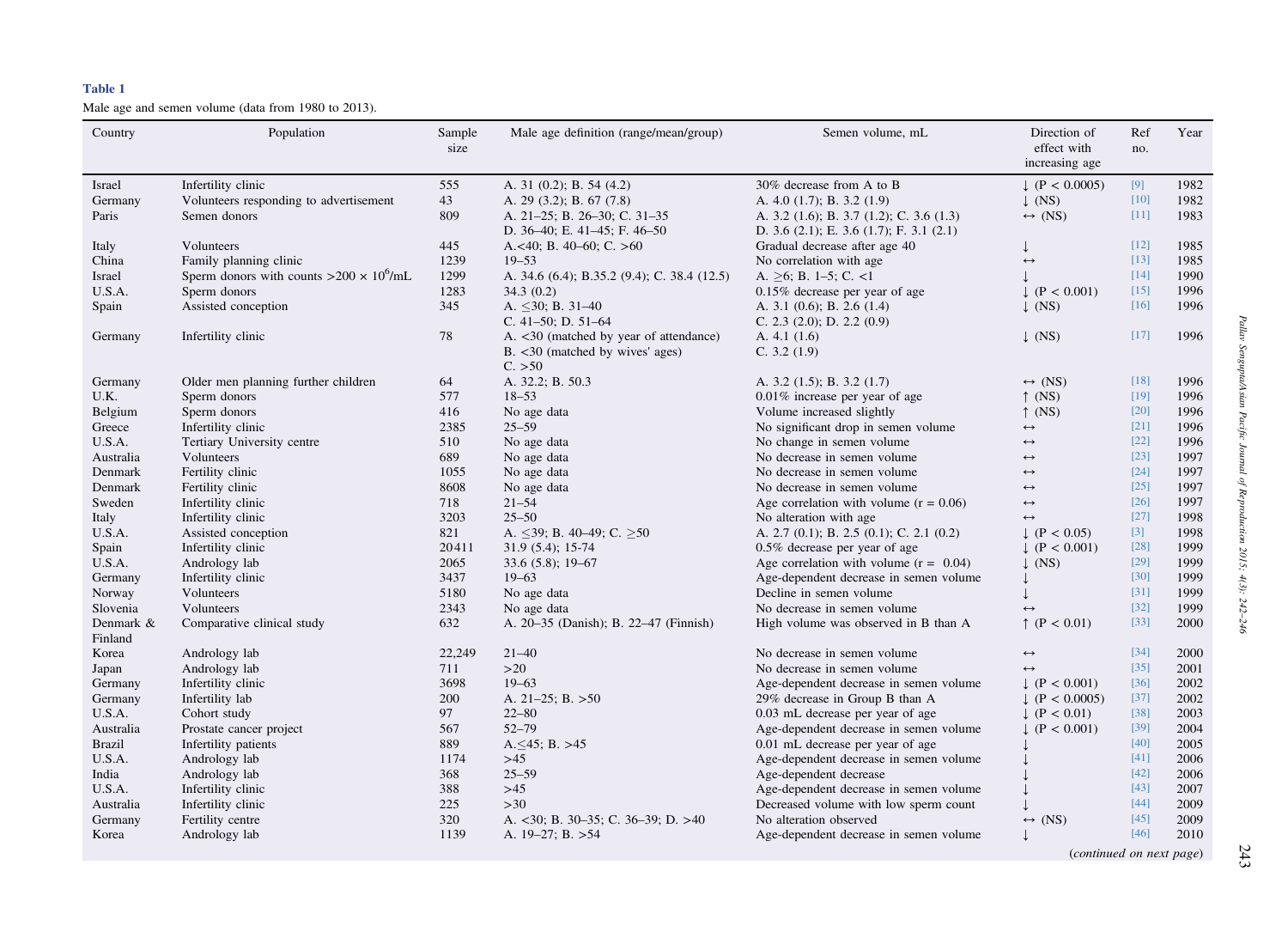**Table 1**

Male age and semen volume (data from 1980 to 2013).

| Country | Population | Sample size | Male age definition (range/mean/group) | Semen volume, mL | Direction of effect with increasing age | Ref no. | Year |
|---|---|---|---|---|---|---|---|
| Israel | Infertility clinic | 555 | A. 31 (0.2); B. 54 (4.2) | 30% decrease from A to B | ↓ ($P < 0.0005$) | [9] | 1982 |
| Germany | Volunteers responding to advertisement | 43 | A. 29 (3.2); B. 67 (7.8) | A. 4.0 (1.7); B. 3.2 (1.9) | ↓ (NS) | [10] | 1982 |
| Paris | Semen donors | 809 | A. 21–25; B. 26–30; C. 31–35 D. 36–40; E. 41–45; F. 46–50 | A. 3.2 (1.6); B. 3.7 (1.2); C. 3.6 (1.3) D. 3.6 (2.1); E. 3.6 (1.7); F. 3.1 (2.1) | ↔ (NS) | [11] | 1983 |
| Italy | Volunteers | 445 | A.<40; B. 40–60; C. >60 | Gradual decrease after age 40 | ↓ | [12] | 1985 |
| China | Family planning clinic | 1239 | 19–53 | No correlation with age | ↔ | [13] | 1985 |
| Israel | Sperm donors with counts $>200 \times 10^6$/mL | 1299 | A. 34.6 (6.4); B.35.2 (9.4); C. 38.4 (12.5) | A. ≥6; B. 1–5; C. <1 | ↓ | [14] | 1990 |
| U.S.A. | Sperm donors | 1283 | 34.3 (0.2) | 0.15% decrease per year of age | ↓ ($P < 0.001$) | [15] | 1996 |
| Spain | Assisted conception | 345 | A. ≤30; B. 31–40 C. 41–50; D. 51–64 | A. 3.1 (0.6); B. 2.6 (1.4) C. 2.3 (2.0); D. 2.2 (0.9) | ↓ (NS) | [16] | 1996 |
| Germany | Infertility clinic | 78 | A. <30 (matched by year of attendance) B. <30 (matched by wives' ages) C. >50 | A. 4.1 (1.6) C. 3.2 (1.9) | ↓ (NS) | [17] | 1996 |
| Germany | Older men planning further children | 64 | A. 32.2; B. 50.3 | A. 3.2 (1.5); B. 3.2 (1.7) | ↔ (NS) | [18] | 1996 |
| U.K. | Sperm donors | 577 | 18–53 | 0.01% increase per year of age | ↑ (NS) | [19] | 1996 |
| Belgium | Sperm donors | 416 | No age data | Volume increased slightly | ↑ (NS) | [20] | 1996 |
| Greece | Infertility clinic | 2385 | 25–59 | No significant drop in semen volume | ↔ | [21] | 1996 |
| U.S.A. | Tertiary University centre | 510 | No age data | No change in semen volume | ↔ | [22] | 1996 |
| Australia | Volunteers | 689 | No age data | No decrease in semen volume | ↔ | [23] | 1997 |
| Denmark | Fertility clinic | 1055 | No age data | No decrease in semen volume | ↔ | [24] | 1997 |
| Denmark | Fertility clinic | 8608 | No age data | No decrease in semen volume | ↔ | [25] | 1997 |
| Sweden | Infertility clinic | 718 | 21–54 | Age correlation with volume ($r = 0.06$) | ↔ | [26] | 1997 |
| Italy | Infertility clinic | 3203 | 25–50 | No alteration with age | ↔ | [27] | 1998 |
| U.S.A. | Assisted conception | 821 | A. ≤39; B. 40–49; C. ≥50 | A. 2.7 (0.1); B. 2.5 (0.1); C. 2.1 (0.2) | ↓ ($P < 0.05$) | [3] | 1998 |
| Spain | Infertility clinic | 20411 | 31.9 (5.4); 15-74 | 0.5% decrease per year of age | ↓ ($P < 0.001$) | [28] | 1999 |
| U.S.A. | Andrology lab | 2065 | 33.6 (5.8); 19–67 | Age correlation with volume ($r =$ 0.04) | ↓ (NS) | [29] | 1999 |
| Germany | Infertility clinic | 3437 | 19–63 | Age-dependent decrease in semen volume | ↓ | [30] | 1999 |
| Norway | Volunteers | 5180 | No age data | Decline in semen volume | ↓ | [31] | 1999 |
| Slovenia | Volunteers | 2343 | No age data | No decrease in semen volume | ↔ | [32] | 1999 |
| Denmark & Finland | Comparative clinical study | 632 | A. 20–35 (Danish); B. 22–47 (Finnish) | High volume was observed in B than A | ↑ ($P < 0.01$) | [33] | 2000 |
| Korea | Andrology lab | 22,249 | 21–40 | No decrease in semen volume | ↔ | [34] | 2000 |
| Japan | Andrology lab | 711 | >20 | No decrease in semen volume | ↔ | [35] | 2001 |
| Germany | Infertility clinic | 3698 | 19–63 | Age-dependent decrease in semen volume | ↓ ($P < 0.001$) | [36] | 2002 |
| Germany | Infertility lab | 200 | A. 21–25; B. >50 | 29% decrease in Group B than A | ↓ ($P < 0.0005$) | [37] | 2002 |
| U.S.A. | Cohort study | 97 | 22–80 | 0.03 mL decrease per year of age | ↓ ($P < 0.01$) | [38] | 2003 |
| Australia | Prostate cancer project | 567 | 52–79 | Age-dependent decrease in semen volume | ↓ ($P < 0.001$) | [39] | 2004 |
| Brazil | Infertility patients | 889 | A.≤45; B. >45 | 0.01 mL decrease per year of age | ↓ | [40] | 2005 |
| U.S.A. | Andrology lab | 1174 | >45 | Age-dependent decrease in semen volume | ↓ | [41] | 2006 |
| India | Andrology lab | 368 | 25–59 | Age-dependent decrease | ↓ | [42] | 2006 |
| U.S.A. | Infertility clinic | 388 | >45 | Age-dependent decrease in semen volume | ↓ | [43] | 2007 |
| Australia | Infertility clinic | 225 | >30 | Decreased volume with low sperm count | ↓ | [44] | 2009 |
| Germany | Fertility centre | 320 | A. <30; B. 30–35; C. 36–39; D. >40 | No alteration observed | ↔ (NS) | [45] | 2009 |
| Korea | Andrology lab | 1139 | A. 19–27; B. >54 | Age-dependent decrease in semen volume | ↓ | [46] | 2010 |

(*continued on next page*)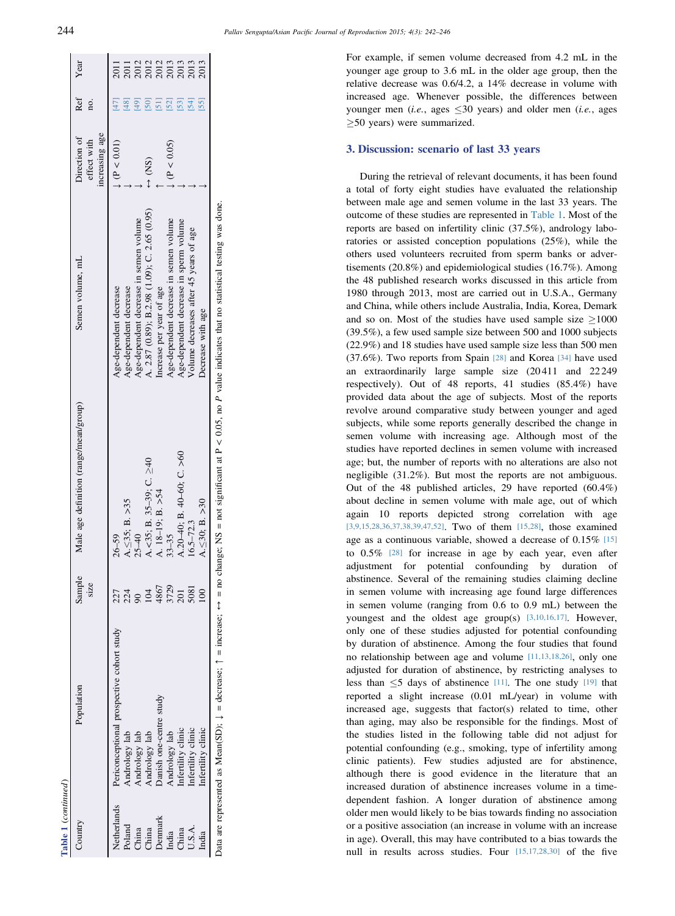**Table 1** (*continued*)

| Country | Population | Sample size | Male age definition (range/mean/group) | Semen volume, mL | Direction of effect with increasing age | Ref no. | Year |
|---|---|---|---|---|---|---|---|
| Netherlands | Periconceptional prospective cohort study | 227 | 26–59 | Age-dependent decrease | ↓ ($P < 0.01$) | [47] | 2011 |
| Poland | Andrology lab | 224 | A.≤35; B. >35 | Age-dependent decrease | ↓ | [48] | 2011 |
| China | Andrology lab | 90 | 25–40 | Age-dependent decrease in semen volume | ↓ | [49] | 2012 |
| China | Andrology lab | 104 | A.<35; B. 35–39; C. ≥40 | A. 2.87 (0.89); B.2.98 (1.09); C. 2.65 (0.95) | ↔ (NS) | [50] | 2012 |
| Denmark | Danish one-centre study | 4867 | A. 18–19; B. >54 | Increase per year of age | ↑ | [51] | 2012 |
| India | Andrology lab | 3729 | 33–35 | Age-dependent decrease in semen volume | ↓ ($P < 0.05$) | [52] | 2013 |
| China | Infertility clinic | 201 | A.20–40; B. 40–60; C. >60 | Age-dependent decrease in sperm volume | ↓ | [53] | 2013 |
| U.S.A. | Infertility clinic | 5081 | 16.5–72.3 | Volume decreases after 45 years of age | ↓ | [54] | 2013 |
| India | Infertility clinic | 100 | A.≤30; B. >30 | Decrease with age | ↓ | [55] | 2013 |

Data are represented as Mean(SD); ↓ = decrease; ↑ = increase; ↔ = no change; NS = not significant at $P < 0.05$, no $P$ value indicates that no statistical testing was done.

For example, if semen volume decreased from 4.2 mL in the younger age group to 3.6 mL in the older age group, then the relative decrease was 0.6/4.2, a 14% decrease in volume with increased age. Whenever possible, the differences between younger men (*i.e.*, ages ≤30 years) and older men (*i.e.*, ages ≥50 years) were summarized.

## 3. Discussion: scenario of last 33 years

During the retrieval of relevant documents, it has been found a total of forty eight studies have evaluated the relationship between male age and semen volume in the last 33 years. The outcome of these studies are represented in Table 1. Most of the reports are based on infertility clinic (37.5%), andrology laboratories or assisted conception populations (25%), while the others used volunteers recruited from sperm banks or advertisements (20.8%) and epidemiological studies (16.7%). Among the 48 published research works discussed in this article from 1980 through 2013, most are carried out in U.S.A., Germany and China, while others include Australia, India, Korea, Demark and so on. Most of the studies have used sample size ≥1000 (39.5%), a few used sample size between 500 and 1000 subjects (22.9%) and 18 studies have used sample size less than 500 men (37.6%). Two reports from Spain [28] and Korea [34] have used an extraordinarily large sample size (20 411 and 22 249 respectively). Out of 48 reports, 41 studies (85.4%) have provided data about the age of subjects. Most of the reports revolve around comparative study between younger and aged subjects, while some reports generally described the change in semen volume with increasing age. Although most of the studies have reported declines in semen volume with increased age; but, the number of reports with no alterations are also not negligible (31.2%). But most the reports are not ambiguous. Out of the 48 published articles, 29 have reported (60.4%) about decline in semen volume with male age, out of which again 10 reports depicted strong correlation with age [3,9,15,28,36,37,38,39,47,52]. Two of them [15,28], those examined age as a continuous variable, showed a decrease of 0.15% [15] to 0.5% [28] for increase in age by each year, even after adjustment for potential confounding by duration of abstinence. Several of the remaining studies claiming decline in semen volume with increasing age found large differences in semen volume (ranging from 0.6 to 0.9 mL) between the youngest and the oldest age group(s) [3,10,16,17]. However, only one of these studies adjusted for potential confounding by duration of abstinence. Among the four studies that found no relationship between age and volume [11,13,18,26], only one adjusted for duration of abstinence, by restricting analyses to less than ≤5 days of abstinence [11]. The one study [19] that reported a slight increase (0.01 mL/year) in volume with increased age, suggests that factor(s) related to time, other than aging, may also be responsible for the findings. Most of the studies listed in the following table did not adjust for potential confounding (e.g., smoking, type of infertility among clinic patients). Few studies adjusted are for abstinence, although there is good evidence in the literature that an increased duration of abstinence increases volume in a time-dependent fashion. A longer duration of abstinence among older men would likely to be bias towards finding no association or a positive association (an increase in volume with an increase in age). Overall, this may have contributed to a bias towards the null in results across studies. Four [15,17,28,30] of the five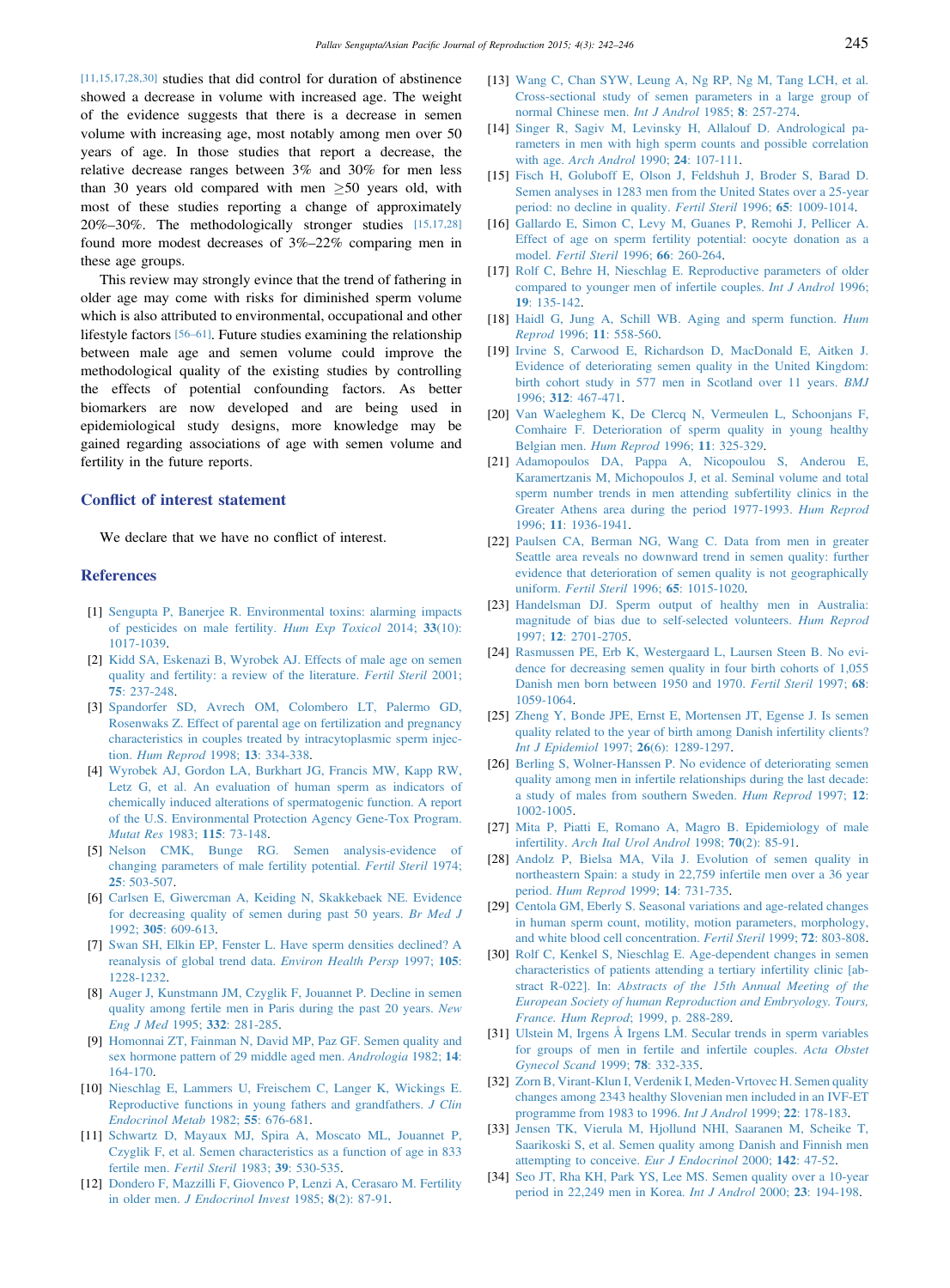[11,15,17,28,30] studies that did control for duration of abstinence showed a decrease in volume with increased age. The weight of the evidence suggests that there is a decrease in semen volume with increasing age, most notably among men over 50 years of age. In those studies that report a decrease, the relative decrease ranges between 3% and 30% for men less than 30 years old compared with men ≥50 years old, with most of these studies reporting a change of approximately 20%–30%. The methodologically stronger studies [15,17,28] found more modest decreases of 3%–22% comparing men in these age groups.

This review may strongly evince that the trend of fathering in older age may come with risks for diminished sperm volume which is also attributed to environmental, occupational and other lifestyle factors [56–61]. Future studies examining the relationship between male age and semen volume could improve the methodological quality of the existing studies by controlling the effects of potential confounding factors. As better biomarkers are now developed and are being used in epidemiological study designs, more knowledge may be gained regarding associations of age with semen volume and fertility in the future reports.

## Conflict of interest statement

We declare that we have no conflict of interest.

## References

[1] Sengupta P, Banerjee R. Environmental toxins: alarming impacts of pesticides on male fertility. *Hum Exp Toxicol* 2014; **33**(10): 1017-1039.

[2] Kidd SA, Eskenazi B, Wyrobek AJ. Effects of male age on semen quality and fertility: a review of the literature. *Fertil Steril* 2001; **75**: 237-248.

[3] Spandorfer SD, Avrech OM, Colombero LT, Palermo GD, Rosenwaks Z. Effect of parental age on fertilization and pregnancy characteristics in couples treated by intracytoplasmic sperm injection. *Hum Reprod* 1998; **13**: 334-338.

[4] Wyrobek AJ, Gordon LA, Burkhart JG, Francis MW, Kapp RW, Letz G, et al. An evaluation of human sperm as indicators of chemically induced alterations of spermatogenic function. A report of the U.S. Environmental Protection Agency Gene-Tox Program. *Mutat Res* 1983; **115**: 73-148.

[5] Nelson CMK, Bunge RG. Semen analysis-evidence of changing parameters of male fertility potential. *Fertil Steril* 1974; **25**: 503-507.

[6] Carlsen E, Giwercman A, Keiding N, Skakkebaek NE. Evidence for decreasing quality of semen during past 50 years. *Br Med J* 1992; **305**: 609-613.

[7] Swan SH, Elkin EP, Fenster L. Have sperm densities declined? A reanalysis of global trend data. *Environ Health Persp* 1997; **105**: 1228-1232.

[8] Auger J, Kunstmann JM, Czyglik F, Jouannet P. Decline in semen quality among fertile men in Paris during the past 20 years. *New Eng J Med* 1995; **332**: 281-285.

[9] Homonnai ZT, Fainman N, David MP, Paz GF. Semen quality and sex hormone pattern of 29 middle aged men. *Andrologia* 1982; **14**: 164-170.

[10] Nieschlag E, Lammers U, Freischem C, Langer K, Wickings E. Reproductive functions in young fathers and grandfathers. *J Clin Endocrinol Metab* 1982; **55**: 676-681.

[11] Schwartz D, Mayaux MJ, Spira A, Moscato ML, Jouannet P, Czyglik F, et al. Semen characteristics as a function of age in 833 fertile men. *Fertil Steril* 1983; **39**: 530-535.

[12] Dondero F, Mazzilli F, Giovenco P, Lenzi A, Cerasaro M. Fertility in older men. *J Endocrinol Invest* 1985; **8**(2): 87-91.

[13] Wang C, Chan SYW, Leung A, Ng RP, Ng M, Tang LCH, et al. Cross-sectional study of semen parameters in a large group of normal Chinese men. *Int J Androl* 1985; **8**: 257-274.

[14] Singer R, Sagiv M, Levinsky H, Allalouf D. Andrological parameters in men with high sperm counts and possible correlation with age. *Arch Androl* 1990; **24**: 107-111.

[15] Fisch H, Goluboff E, Olson J, Feldshuh J, Broder S, Barad D. Semen analyses in 1283 men from the United States over a 25-year period: no decline in quality. *Fertil Steril* 1996; **65**: 1009-1014.

[16] Gallardo E, Simon C, Levy M, Guanes P, Remohi J, Pellicer A. Effect of age on sperm fertility potential: oocyte donation as a model. *Fertil Steril* 1996; **66**: 260-264.

[17] Rolf C, Behre H, Nieschlag E. Reproductive parameters of older compared to younger men of infertile couples. *Int J Androl* 1996; **19**: 135-142.

[18] Haidl G, Jung A, Schill WB. Aging and sperm function. *Hum Reprod* 1996; **11**: 558-560.

[19] Irvine S, Carwood E, Richardson D, MacDonald E, Aitken J. Evidence of deteriorating semen quality in the United Kingdom: birth cohort study in 577 men in Scotland over 11 years. *BMJ* 1996; **312**: 467-471.

[20] Van Waeleghem K, De Clercq N, Vermeulen L, Schoonjans F, Comhaire F. Deterioration of sperm quality in young healthy Belgian men. *Hum Reprod* 1996; **11**: 325-329.

[21] Adamopoulos DA, Pappa A, Nicopoulou S, Anderou E, Karamertzanis M, Michopoulos J, et al. Seminal volume and total sperm number trends in men attending subfertility clinics in the Greater Athens area during the period 1977-1993. *Hum Reprod* 1996; **11**: 1936-1941.

[22] Paulsen CA, Berman NG, Wang C. Data from men in greater Seattle area reveals no downward trend in semen quality: further evidence that deterioration of semen quality is not geographically uniform. *Fertil Steril* 1996; **65**: 1015-1020.

[23] Handelsman DJ. Sperm output of healthy men in Australia: magnitude of bias due to self-selected volunteers. *Hum Reprod* 1997; **12**: 2701-2705.

[24] Rasmussen PE, Erb K, Westergaard L, Laursen Steen B. No evidence for decreasing semen quality in four birth cohorts of 1,055 Danish men born between 1950 and 1970. *Fertil Steril* 1997; **68**: 1059-1064.

[25] Zheng Y, Bonde JPE, Ernst E, Mortensen JT, Egense J. Is semen quality related to the year of birth among Danish infertility clients? *Int J Epidemiol* 1997; **26**(6): 1289-1297.

[26] Berling S, Wolner-Hanssen P. No evidence of deteriorating semen quality among men in infertile relationships during the last decade: a study of males from southern Sweden. *Hum Reprod* 1997; **12**: 1002-1005.

[27] Mita P, Piatti E, Romano A, Magro B. Epidemiology of male infertility. *Arch Ital Urol Androl* 1998; **70**(2): 85-91.

[28] Andolz P, Bielsa MA, Vila J. Evolution of semen quality in northeastern Spain: a study in 22,759 infertile men over a 36 year period. *Hum Reprod* 1999; **14**: 731-735.

[29] Centola GM, Eberly S. Seasonal variations and age-related changes in human sperm count, motility, motion parameters, morphology, and white blood cell concentration. *Fertil Steril* 1999; **72**: 803-808.

[30] Rolf C, Kenkel S, Nieschlag E. Age-dependent changes in semen characteristics of patients attending a tertiary infertility clinic [abstract R-022]. In: *Abstracts of the 15th Annual Meeting of the European Society of human Reproduction and Embryology. Tours, France. Hum Reprod*; 1999, p. 288-289.

[31] Ulstein M, Irgens Å Irgens LM. Secular trends in sperm variables for groups of men in fertile and infertile couples. *Acta Obstet Gynecol Scand* 1999; **78**: 332-335.

[32] Zorn B, Virant-Klun I, Verdenik I, Meden-Vrtovec H. Semen quality changes among 2343 healthy Slovenian men included in an IVF-ET programme from 1983 to 1996. *Int J Androl* 1999; **22**: 178-183.

[33] Jensen TK, Vierula M, Hjollund NHI, Saaranen M, Scheike T, Saarikoski S, et al. Semen quality among Danish and Finnish men attempting to conceive. *Eur J Endocrinol* 2000; **142**: 47-52.

[34] Seo JT, Rha KH, Park YS, Lee MS. Semen quality over a 10-year period in 22,249 men in Korea. *Int J Androl* 2000; **23**: 194-198.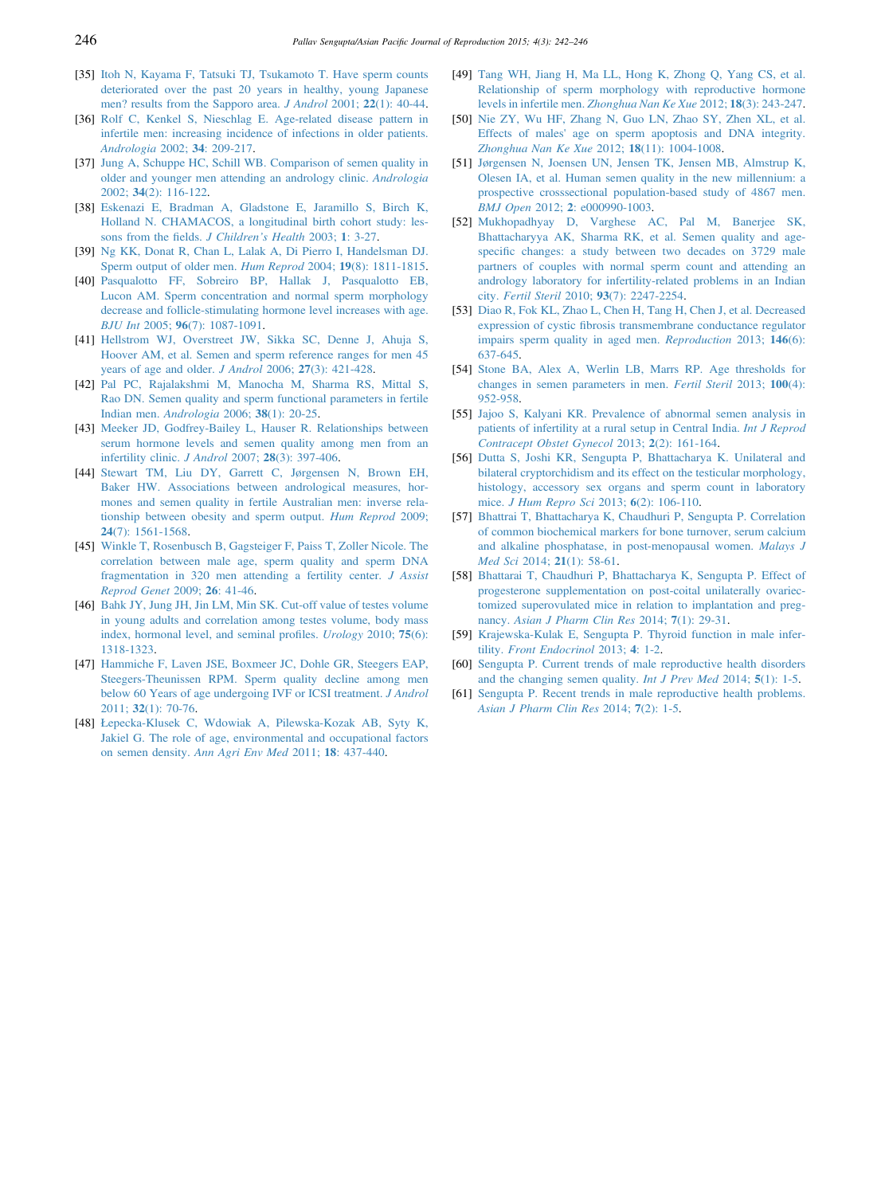[35] Itoh N, Kayama F, Tatsuki TJ, Tsukamoto T. Have sperm counts deteriorated over the past 20 years in healthy, young Japanese men? results from the Sapporo area. *J Androl* 2001; **22**(1): 40-44.

[36] Rolf C, Kenkel S, Nieschlag E. Age-related disease pattern in infertile men: increasing incidence of infections in older patients. *Andrologia* 2002; **34**: 209-217.

[37] Jung A, Schuppe HC, Schill WB. Comparison of semen quality in older and younger men attending an andrology clinic. *Andrologia* 2002; **34**(2): 116-122.

[38] Eskenazi E, Bradman A, Gladstone E, Jaramillo S, Birch K, Holland N. CHAMACOS, a longitudinal birth cohort study: lessons from the fields. *J Children's Health* 2003; **1**: 3-27.

[39] Ng KK, Donat R, Chan L, Lalak A, Di Pierro I, Handelsman DJ. Sperm output of older men. *Hum Reprod* 2004; **19**(8): 1811-1815.

[40] Pasqualotto FF, Sobreiro BP, Hallak J, Pasqualotto EB, Lucon AM. Sperm concentration and normal sperm morphology decrease and follicle-stimulating hormone level increases with age. *BJU Int* 2005; **96**(7): 1087-1091.

[41] Hellstrom WJ, Overstreet JW, Sikka SC, Denne J, Ahuja S, Hoover AM, et al. Semen and sperm reference ranges for men 45 years of age and older. *J Androl* 2006; **27**(3): 421-428.

[42] Pal PC, Rajalakshmi M, Manocha M, Sharma RS, Mittal S, Rao DN. Semen quality and sperm functional parameters in fertile Indian men. *Andrologia* 2006; **38**(1): 20-25.

[43] Meeker JD, Godfrey-Bailey L, Hauser R. Relationships between serum hormone levels and semen quality among men from an infertility clinic. *J Androl* 2007; **28**(3): 397-406.

[44] Stewart TM, Liu DY, Garrett C, Jørgensen N, Brown EH, Baker HW. Associations between andrological measures, hormones and semen quality in fertile Australian men: inverse relationship between obesity and sperm output. *Hum Reprod* 2009; **24**(7): 1561-1568.

[45] Winkle T, Rosenbusch B, Gagsteiger F, Paiss T, Zoller Nicole. The correlation between male age, sperm quality and sperm DNA fragmentation in 320 men attending a fertility center. *J Assist Reprod Genet* 2009; **26**: 41-46.

[46] Bahk JY, Jung JH, Jin LM, Min SK. Cut-off value of testes volume in young adults and correlation among testes volume, body mass index, hormonal level, and seminal profiles. *Urology* 2010; **75**(6): 1318-1323.

[47] Hammiche F, Laven JSE, Boxmeer JC, Dohle GR, Steegers EAP, Steegers-Theunissen RPM. Sperm quality decline among men below 60 Years of age undergoing IVF or ICSI treatment. *J Androl* 2011; **32**(1): 70-76.

[48] Łepecka-Klusek C, Wdowiak A, Pilewska-Kozak AB, Syty K, Jakiel G. The role of age, environmental and occupational factors on semen density. *Ann Agri Env Med* 2011; **18**: 437-440.

[49] Tang WH, Jiang H, Ma LL, Hong K, Zhong Q, Yang CS, et al. Relationship of sperm morphology with reproductive hormone levels in infertile men. *Zhonghua Nan Ke Xue* 2012; **18**(3): 243-247.

[50] Nie ZY, Wu HF, Zhang N, Guo LN, Zhao SY, Zhen XL, et al. Effects of males' age on sperm apoptosis and DNA integrity. *Zhonghua Nan Ke Xue* 2012; **18**(11): 1004-1008.

[51] Jørgensen N, Joensen UN, Jensen TK, Jensen MB, Almstrup K, Olesen IA, et al. Human semen quality in the new millennium: a prospective crosssectional population-based study of 4867 men. *BMJ Open* 2012; **2**: e000990-1003.

[52] Mukhopadhyay D, Varghese AC, Pal M, Banerjee SK, Bhattacharyya AK, Sharma RK, et al. Semen quality and age-specific changes: a study between two decades on 3729 male partners of couples with normal sperm count and attending an andrology laboratory for infertility-related problems in an Indian city. *Fertil Steril* 2010; **93**(7): 2247-2254.

[53] Diao R, Fok KL, Zhao L, Chen H, Tang H, Chen J, et al. Decreased expression of cystic fibrosis transmembrane conductance regulator impairs sperm quality in aged men. *Reproduction* 2013; **146**(6): 637-645.

[54] Stone BA, Alex A, Werlin LB, Marrs RP. Age thresholds for changes in semen parameters in men. *Fertil Steril* 2013; **100**(4): 952-958.

[55] Jajoo S, Kalyani KR. Prevalence of abnormal semen analysis in patients of infertility at a rural setup in Central India. *Int J Reprod Contracept Obstet Gynecol* 2013; **2**(2): 161-164.

[56] Dutta S, Joshi KR, Sengupta P, Bhattacharya K. Unilateral and bilateral cryptorchidism and its effect on the testicular morphology, histology, accessory sex organs and sperm count in laboratory mice. *J Hum Repro Sci* 2013; **6**(2): 106-110.

[57] Bhattrai T, Bhattacharya K, Chaudhuri P, Sengupta P. Correlation of common biochemical markers for bone turnover, serum calcium and alkaline phosphatase, in post-menopausal women. *Malays J Med Sci* 2014; **21**(1): 58-61.

[58] Bhattarai T, Chaudhuri P, Bhattacharya K, Sengupta P. Effect of progesterone supplementation on post-coital unilaterally ovariectomized superovulated mice in relation to implantation and pregnancy. *Asian J Pharm Clin Res* 2014; **7**(1): 29-31.

[59] Krajewska-Kulak E, Sengupta P. Thyroid function in male infertility. *Front Endocrinol* 2013; **4**: 1-2.

[60] Sengupta P. Current trends of male reproductive health disorders and the changing semen quality. *Int J Prev Med* 2014; **5**(1): 1-5.

[61] Sengupta P. Recent trends in male reproductive health problems. *Asian J Pharm Clin Res* 2014; **7**(2): 1-5.